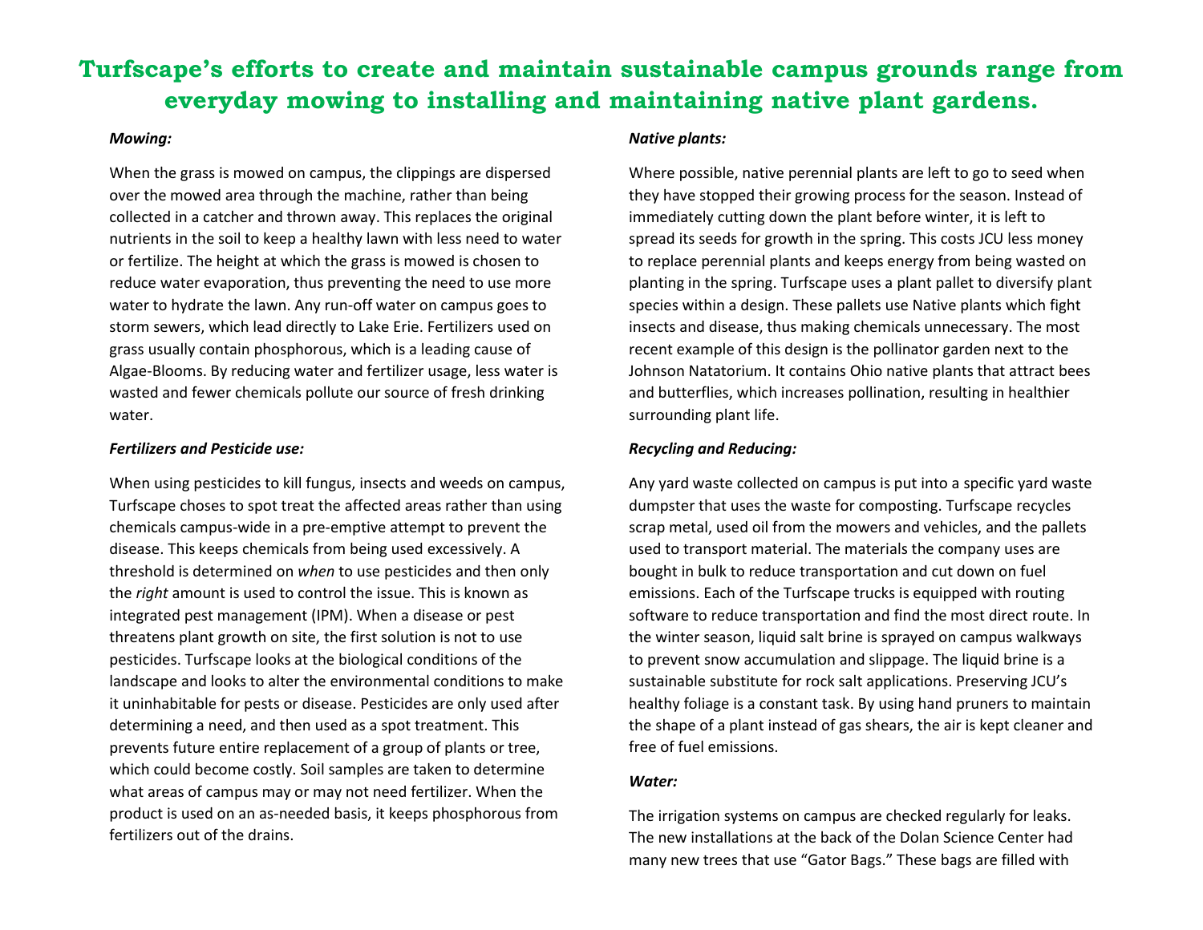# Turfscape's efforts to create and maintain sustainable campus grounds range from everyday mowing to installing and maintaining native plant gardens.

***Mowing:***

When the grass is mowed on campus, the clippings are dispersed over the mowed area through the machine, rather than being collected in a catcher and thrown away. This replaces the original nutrients in the soil to keep a healthy lawn with less need to water or fertilize. The height at which the grass is mowed is chosen to reduce water evaporation, thus preventing the need to use more water to hydrate the lawn. Any run-off water on campus goes to storm sewers, which lead directly to Lake Erie. Fertilizers used on grass usually contain phosphorous, which is a leading cause of Algae-Blooms. By reducing water and fertilizer usage, less water is wasted and fewer chemicals pollute our source of fresh drinking water.

***Fertilizers and Pesticide use:***

When using pesticides to kill fungus, insects and weeds on campus, Turfscape choses to spot treat the affected areas rather than using chemicals campus-wide in a pre-emptive attempt to prevent the disease. This keeps chemicals from being used excessively. A threshold is determined on *when* to use pesticides and then only the *right* amount is used to control the issue. This is known as integrated pest management (IPM). When a disease or pest threatens plant growth on site, the first solution is not to use pesticides. Turfscape looks at the biological conditions of the landscape and looks to alter the environmental conditions to make it uninhabitable for pests or disease. Pesticides are only used after determining a need, and then used as a spot treatment. This prevents future entire replacement of a group of plants or tree, which could become costly. Soil samples are taken to determine what areas of campus may or may not need fertilizer. When the product is used on an as-needed basis, it keeps phosphorous from fertilizers out of the drains.

***Native plants:***

Where possible, native perennial plants are left to go to seed when they have stopped their growing process for the season. Instead of immediately cutting down the plant before winter, it is left to spread its seeds for growth in the spring. This costs JCU less money to replace perennial plants and keeps energy from being wasted on planting in the spring. Turfscape uses a plant pallet to diversify plant species within a design. These pallets use Native plants which fight insects and disease, thus making chemicals unnecessary. The most recent example of this design is the pollinator garden next to the Johnson Natatorium. It contains Ohio native plants that attract bees and butterflies, which increases pollination, resulting in healthier surrounding plant life.

***Recycling and Reducing:***

Any yard waste collected on campus is put into a specific yard waste dumpster that uses the waste for composting. Turfscape recycles scrap metal, used oil from the mowers and vehicles, and the pallets used to transport material. The materials the company uses are bought in bulk to reduce transportation and cut down on fuel emissions. Each of the Turfscape trucks is equipped with routing software to reduce transportation and find the most direct route. In the winter season, liquid salt brine is sprayed on campus walkways to prevent snow accumulation and slippage. The liquid brine is a sustainable substitute for rock salt applications. Preserving JCU's healthy foliage is a constant task. By using hand pruners to maintain the shape of a plant instead of gas shears, the air is kept cleaner and free of fuel emissions.

***Water:***

The irrigation systems on campus are checked regularly for leaks. The new installations at the back of the Dolan Science Center had many new trees that use "Gator Bags." These bags are filled with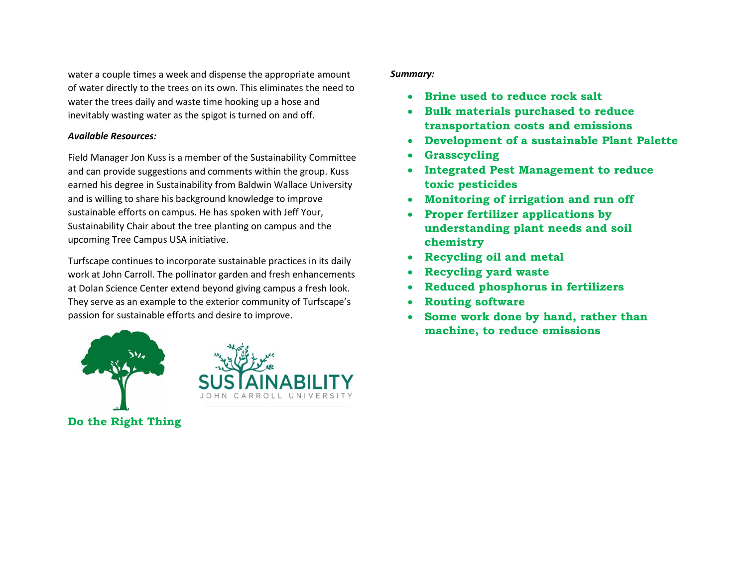water a couple times a week and dispense the appropriate amount of water directly to the trees on its own. This eliminates the need to water the trees daily and waste time hooking up a hose and inevitably wasting water as the spigot is turned on and off.

***Available Resources:***

Field Manager Jon Kuss is a member of the Sustainability Committee and can provide suggestions and comments within the group. Kuss earned his degree in Sustainability from Baldwin Wallace University and is willing to share his background knowledge to improve sustainable efforts on campus. He has spoken with Jeff Your, Sustainability Chair about the tree planting on campus and the upcoming Tree Campus USA initiative.

Turfscape continues to incorporate sustainable practices in its daily work at John Carroll. The pollinator garden and fresh enhancements at Dolan Science Center extend beyond giving campus a fresh look. They serve as an example to the exterior community of Turfscape's passion for sustainable efforts and desire to improve.

**Do the Right Thing**

SUSTAINABILITY
JOHN CARROLL UNIVERSITY

***Summary:***

- **Brine used to reduce rock salt**
- **Bulk materials purchased to reduce transportation costs and emissions**
- **Development of a sustainable Plant Palette**
- **Grasscycling**
- **Integrated Pest Management to reduce toxic pesticides**
- **Monitoring of irrigation and run off**
- **Proper fertilizer applications by understanding plant needs and soil chemistry**
- **Recycling oil and metal**
- **Recycling yard waste**
- **Reduced phosphorus in fertilizers**
- **Routing software**
- **Some work done by hand, rather than machine, to reduce emissions**